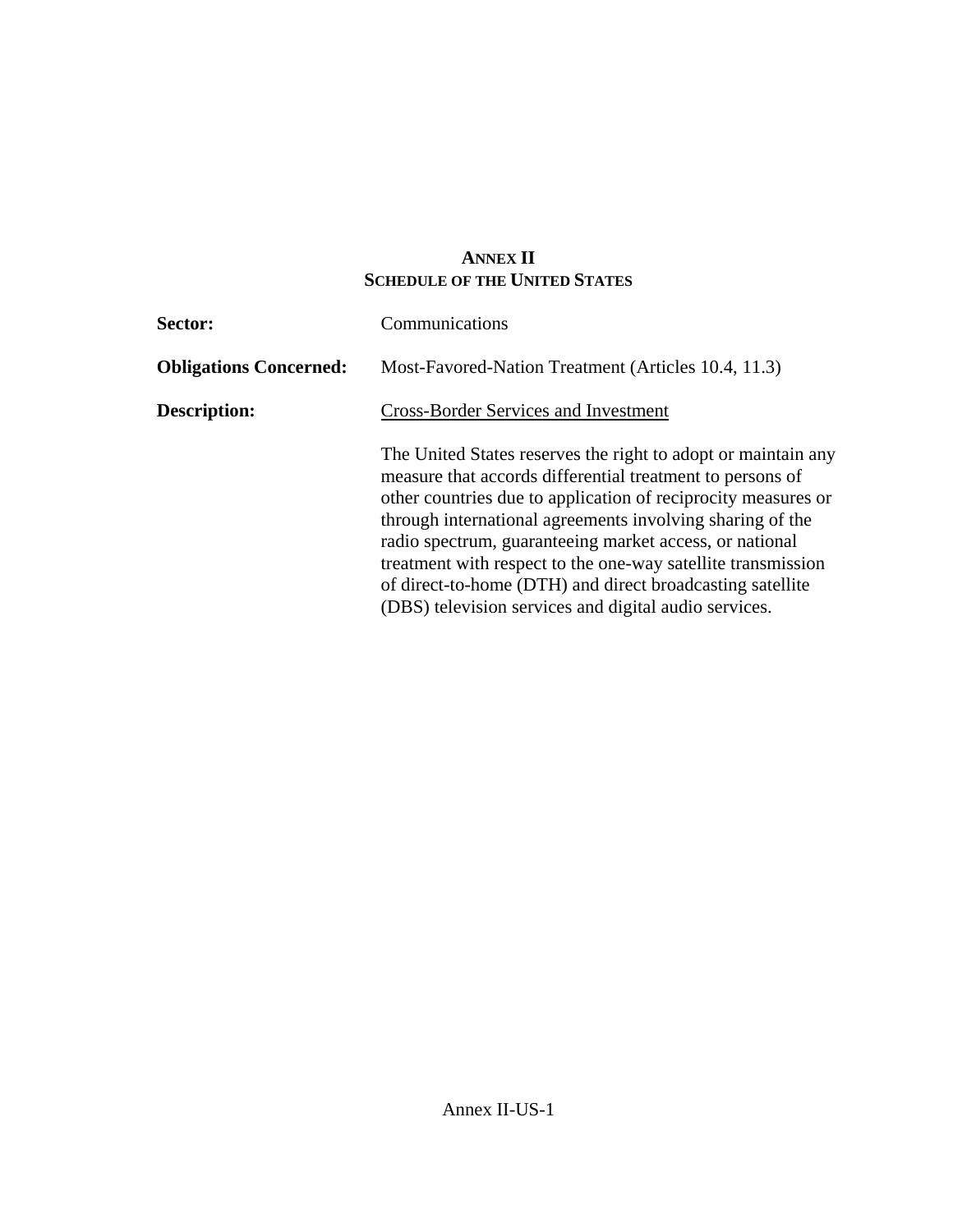# ANNEX II
## SCHEDULE OF THE UNITED STATES

**Sector:** Communications

**Obligations Concerned:** Most-Favored-Nation Treatment (Articles 10.4, 11.3)

**Description:** Cross-Border Services and Investment

The United States reserves the right to adopt or maintain any measure that accords differential treatment to persons of other countries due to application of reciprocity measures or through international agreements involving sharing of the radio spectrum, guaranteeing market access, or national treatment with respect to the one-way satellite transmission of direct-to-home (DTH) and direct broadcasting satellite (DBS) television services and digital audio services.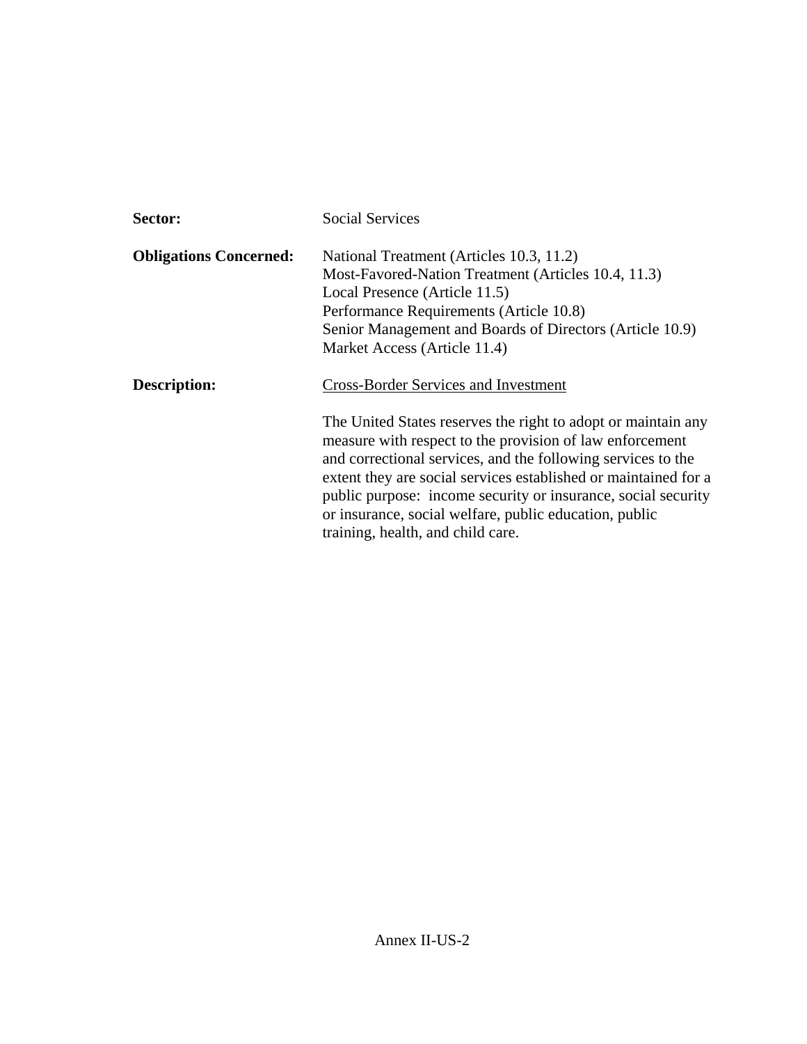**Sector:** Social Services

**Obligations Concerned:** National Treatment (Articles 10.3, 11.2)
Most-Favored-Nation Treatment (Articles 10.4, 11.3)
Local Presence (Article 11.5)
Performance Requirements (Article 10.8)
Senior Management and Boards of Directors (Article 10.9)
Market Access (Article 11.4)

**Description:** <u>Cross-Border Services and Investment</u>

The United States reserves the right to adopt or maintain any measure with respect to the provision of law enforcement and correctional services, and the following services to the extent they are social services established or maintained for a public purpose: income security or insurance, social security or insurance, social welfare, public education, public training, health, and child care.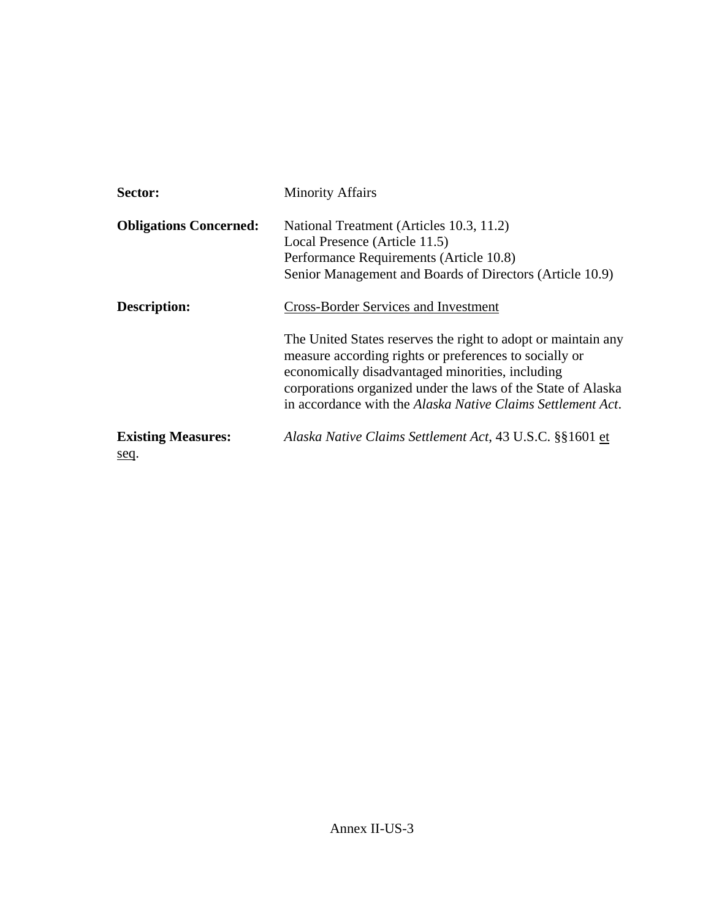**Sector:** Minority Affairs

**Obligations Concerned:** National Treatment (Articles 10.3, 11.2)
Local Presence (Article 11.5)
Performance Requirements (Article 10.8)
Senior Management and Boards of Directors (Article 10.9)

**Description:** Cross-Border Services and Investment

The United States reserves the right to adopt or maintain any measure according rights or preferences to socially or economically disadvantaged minorities, including corporations organized under the laws of the State of Alaska in accordance with the *Alaska Native Claims Settlement Act*.

**Existing Measures:** *Alaska Native Claims Settlement Act*, 43 U.S.C. §§1601 et seq.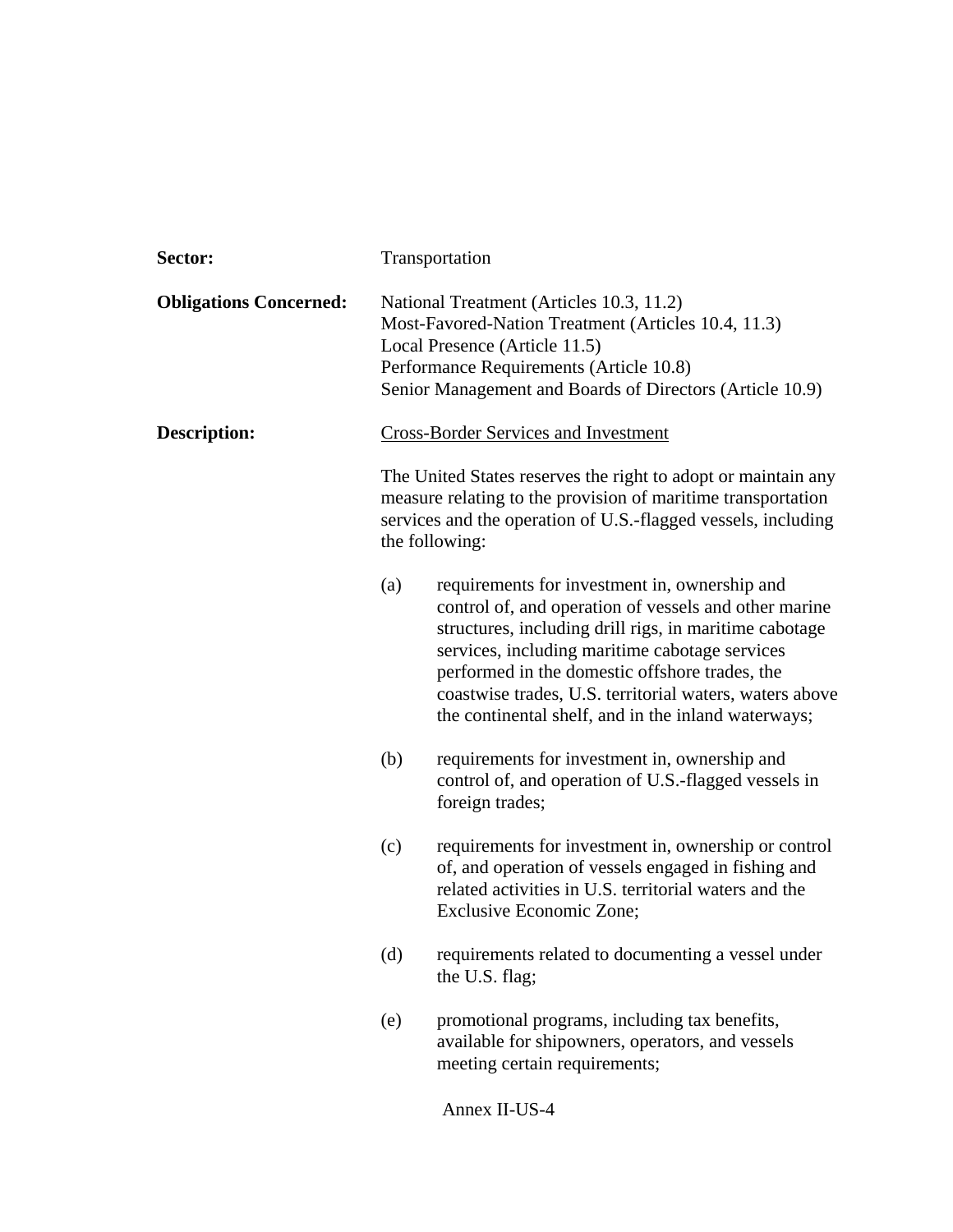**Sector:** Transportation

**Obligations Concerned:**
National Treatment (Articles 10.3, 11.2)
Most-Favored-Nation Treatment (Articles 10.4, 11.3)
Local Presence (Article 11.5)
Performance Requirements (Article 10.8)
Senior Management and Boards of Directors (Article 10.9)

**Description:**

Cross-Border Services and Investment

The United States reserves the right to adopt or maintain any measure relating to the provision of maritime transportation services and the operation of U.S.-flagged vessels, including the following:

(a) requirements for investment in, ownership and control of, and operation of vessels and other marine structures, including drill rigs, in maritime cabotage services, including maritime cabotage services performed in the domestic offshore trades, the coastwise trades, U.S. territorial waters, waters above the continental shelf, and in the inland waterways;

(b) requirements for investment in, ownership and control of, and operation of U.S.-flagged vessels in foreign trades;

(c) requirements for investment in, ownership or control of, and operation of vessels engaged in fishing and related activities in U.S. territorial waters and the Exclusive Economic Zone;

(d) requirements related to documenting a vessel under the U.S. flag;

(e) promotional programs, including tax benefits, available for shipowners, operators, and vessels meeting certain requirements;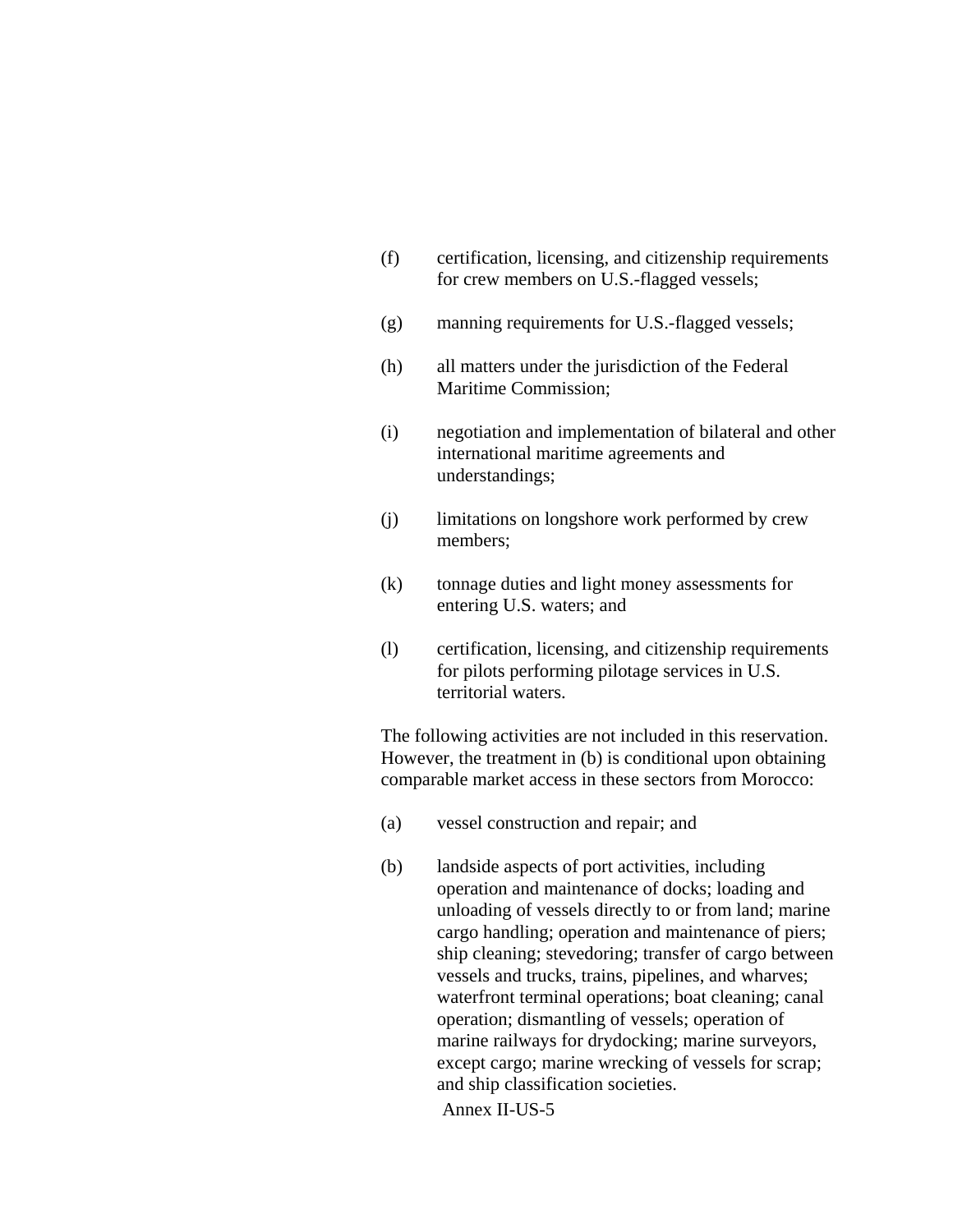(f) certification, licensing, and citizenship requirements for crew members on U.S.-flagged vessels;

(g) manning requirements for U.S.-flagged vessels;

(h) all matters under the jurisdiction of the Federal Maritime Commission;

(i) negotiation and implementation of bilateral and other international maritime agreements and understandings;

(j) limitations on longshore work performed by crew members;

(k) tonnage duties and light money assessments for entering U.S. waters; and

(l) certification, licensing, and citizenship requirements for pilots performing pilotage services in U.S. territorial waters.

The following activities are not included in this reservation. However, the treatment in (b) is conditional upon obtaining comparable market access in these sectors from Morocco:

(a) vessel construction and repair; and

(b) landside aspects of port activities, including operation and maintenance of docks; loading and unloading of vessels directly to or from land; marine cargo handling; operation and maintenance of piers; ship cleaning; stevedoring; transfer of cargo between vessels and trucks, trains, pipelines, and wharves; waterfront terminal operations; boat cleaning; canal operation; dismantling of vessels; operation of marine railways for drydocking; marine surveyors, except cargo; marine wrecking of vessels for scrap; and ship classification societies.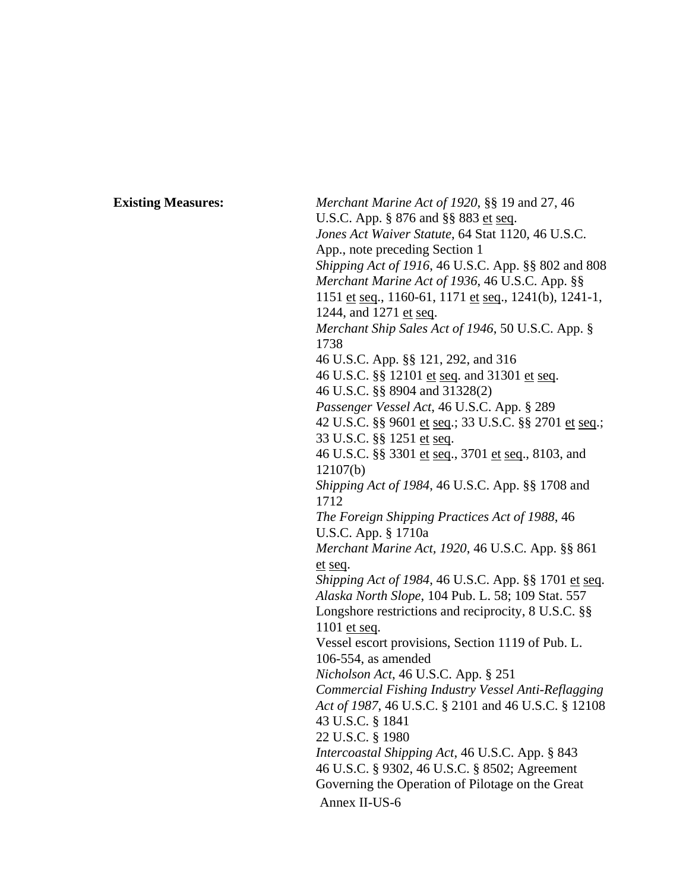**Existing Measures:**

*Merchant Marine Act of 1920*, §§ 19 and 27, 46 U.S.C. App. § 876 and §§ 883 et seq.
*Jones Act Waiver Statute*, 64 Stat 1120, 46 U.S.C. App., note preceding Section 1
*Shipping Act of 1916*, 46 U.S.C. App. §§ 802 and 808
*Merchant Marine Act of 1936*, 46 U.S.C. App. §§ 1151 et seq., 1160-61, 1171 et seq., 1241(b), 1241-1, 1244, and 1271 et seq.
*Merchant Ship Sales Act of 1946*, 50 U.S.C. App. § 1738
46 U.S.C. App. §§ 121, 292, and 316
46 U.S.C. §§ 12101 et seq. and 31301 et seq.
46 U.S.C. §§ 8904 and 31328(2)
*Passenger Vessel Act*, 46 U.S.C. App. § 289
42 U.S.C. §§ 9601 et seq.; 33 U.S.C. §§ 2701 et seq.; 33 U.S.C. §§ 1251 et seq.
46 U.S.C. §§ 3301 et seq., 3701 et seq., 8103, and 12107(b)
*Shipping Act of 1984*, 46 U.S.C. App. §§ 1708 and 1712
*The Foreign Shipping Practices Act of 1988*, 46 U.S.C. App. § 1710a
*Merchant Marine Act, 1920*, 46 U.S.C. App. §§ 861 et seq.
*Shipping Act of 1984*, 46 U.S.C. App. §§ 1701 et seq.
*Alaska North Slope*, 104 Pub. L. 58; 109 Stat. 557
Longshore restrictions and reciprocity, 8 U.S.C. §§ 1101 et seq.
Vessel escort provisions, Section 1119 of Pub. L. 106-554, as amended
*Nicholson Act*, 46 U.S.C. App. § 251
*Commercial Fishing Industry Vessel Anti-Reflagging Act of 1987*, 46 U.S.C. § 2101 and 46 U.S.C. § 12108
43 U.S.C. § 1841
22 U.S.C. § 1980
*Intercoastal Shipping Act*, 46 U.S.C. App. § 843
46 U.S.C. § 9302, 46 U.S.C. § 8502; Agreement Governing the Operation of Pilotage on the Great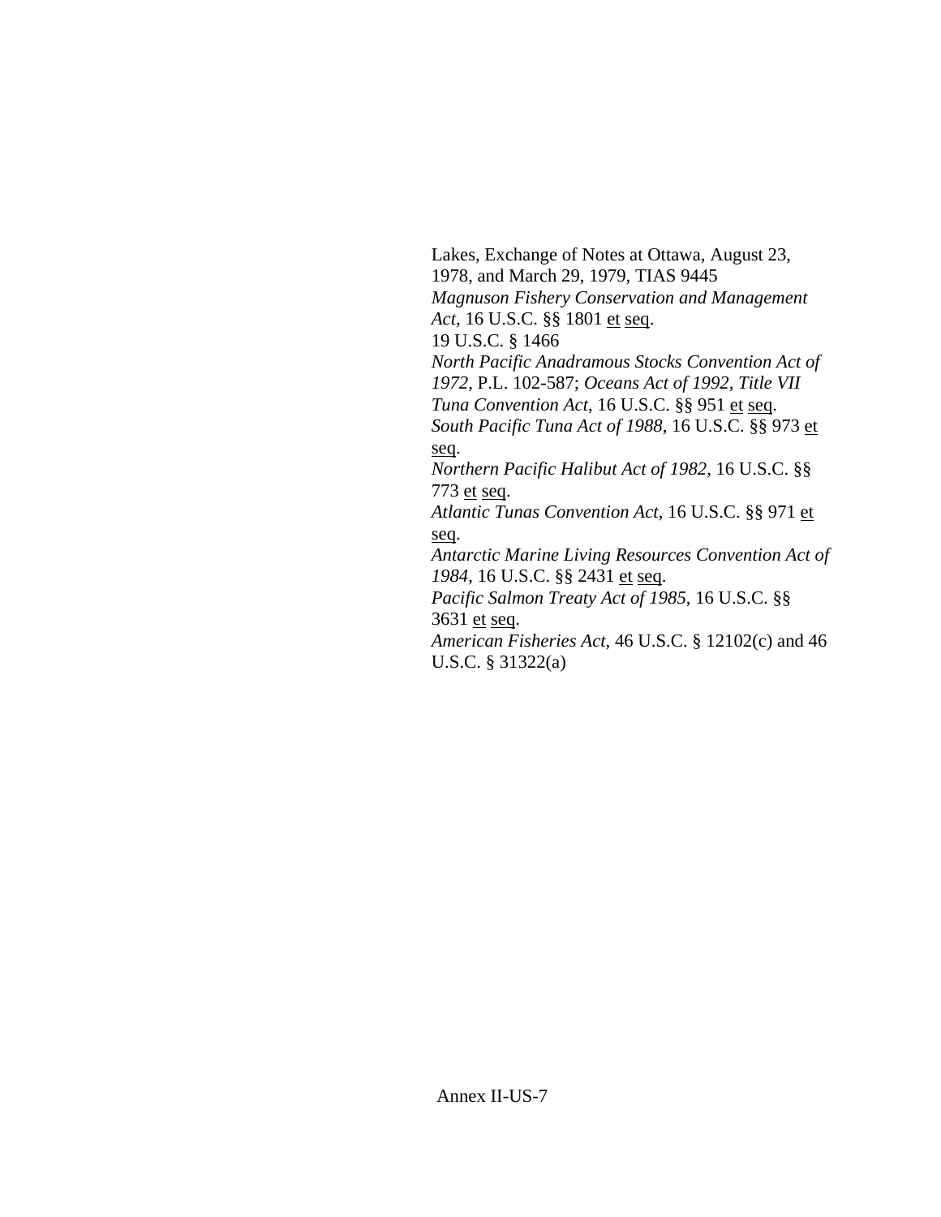Lakes, Exchange of Notes at Ottawa, August 23, 1978, and March 29, 1979, TIAS 9445

*Magnuson Fishery Conservation and Management Act*, 16 U.S.C. §§ 1801 <u>et</u> <u>seq</u>.

19 U.S.C. § 1466

*North Pacific Anadramous Stocks Convention Act of 1972*, P.L. 102-587; *Oceans Act of 1992*, *Title VII*

*Tuna Convention Act*, 16 U.S.C. §§ 951 <u>et</u> <u>seq</u>.

*South Pacific Tuna Act of 1988*, 16 U.S.C. §§ 973 <u>et</u> <u>seq</u>.

*Northern Pacific Halibut Act of 1982*, 16 U.S.C. §§ 773 <u>et</u> <u>seq</u>.

*Atlantic Tunas Convention Act*, 16 U.S.C. §§ 971 <u>et</u> <u>seq</u>.

*Antarctic Marine Living Resources Convention Act of 1984*, 16 U.S.C. §§ 2431 <u>et</u> <u>seq</u>.

*Pacific Salmon Treaty Act of 1985*, 16 U.S.C. §§ 3631 <u>et</u> <u>seq</u>.

*American Fisheries Act*, 46 U.S.C. § 12102(c) and 46 U.S.C. § 31322(a)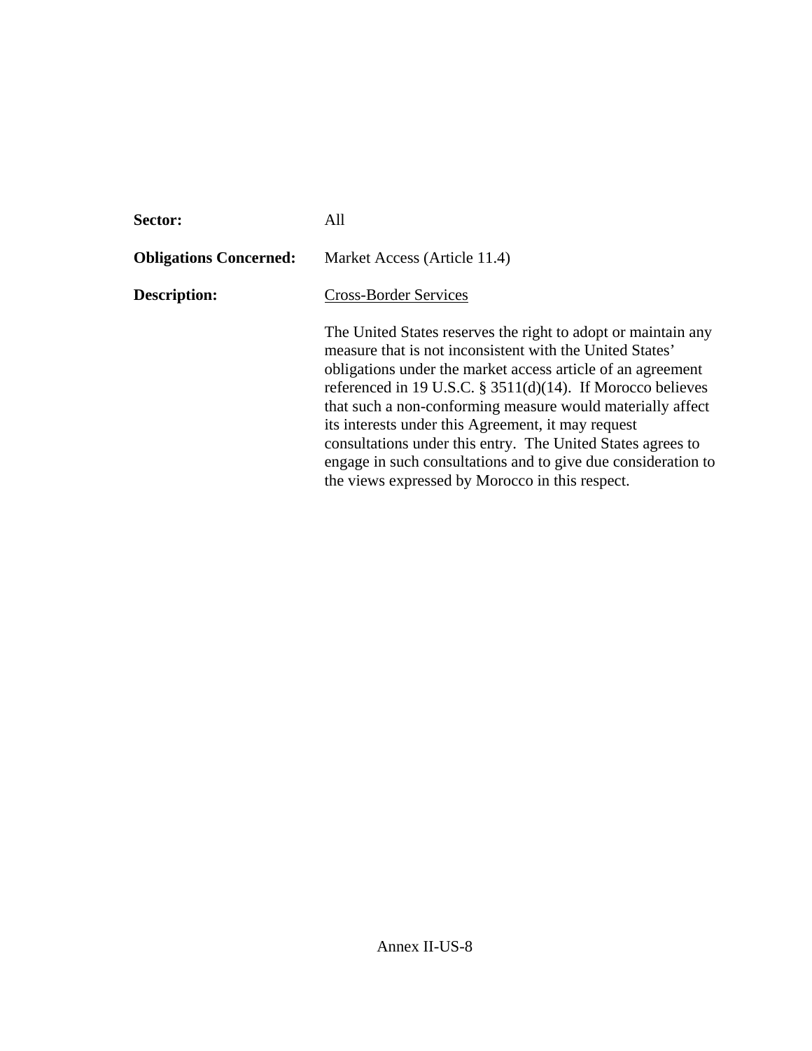**Sector:** All

**Obligations Concerned:** Market Access (Article 11.4)

**Description:** Cross-Border Services

The United States reserves the right to adopt or maintain any measure that is not inconsistent with the United States' obligations under the market access article of an agreement referenced in 19 U.S.C. § 3511(d)(14). If Morocco believes that such a non-conforming measure would materially affect its interests under this Agreement, it may request consultations under this entry. The United States agrees to engage in such consultations and to give due consideration to the views expressed by Morocco in this respect.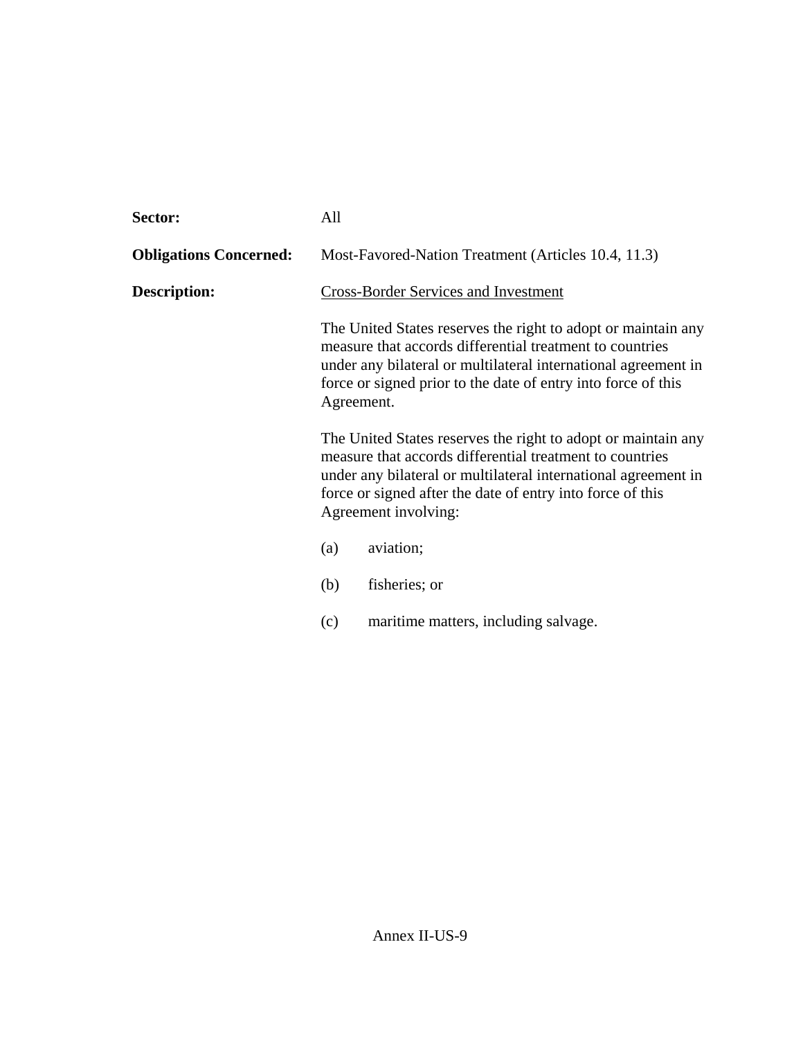**Sector:** All

**Obligations Concerned:** Most-Favored-Nation Treatment (Articles 10.4, 11.3)

**Description:** <u>Cross-Border Services and Investment</u>

The United States reserves the right to adopt or maintain any measure that accords differential treatment to countries under any bilateral or multilateral international agreement in force or signed prior to the date of entry into force of this Agreement.

The United States reserves the right to adopt or maintain any measure that accords differential treatment to countries under any bilateral or multilateral international agreement in force or signed after the date of entry into force of this Agreement involving:

(a) aviation;

(b) fisheries; or

(c) maritime matters, including salvage.